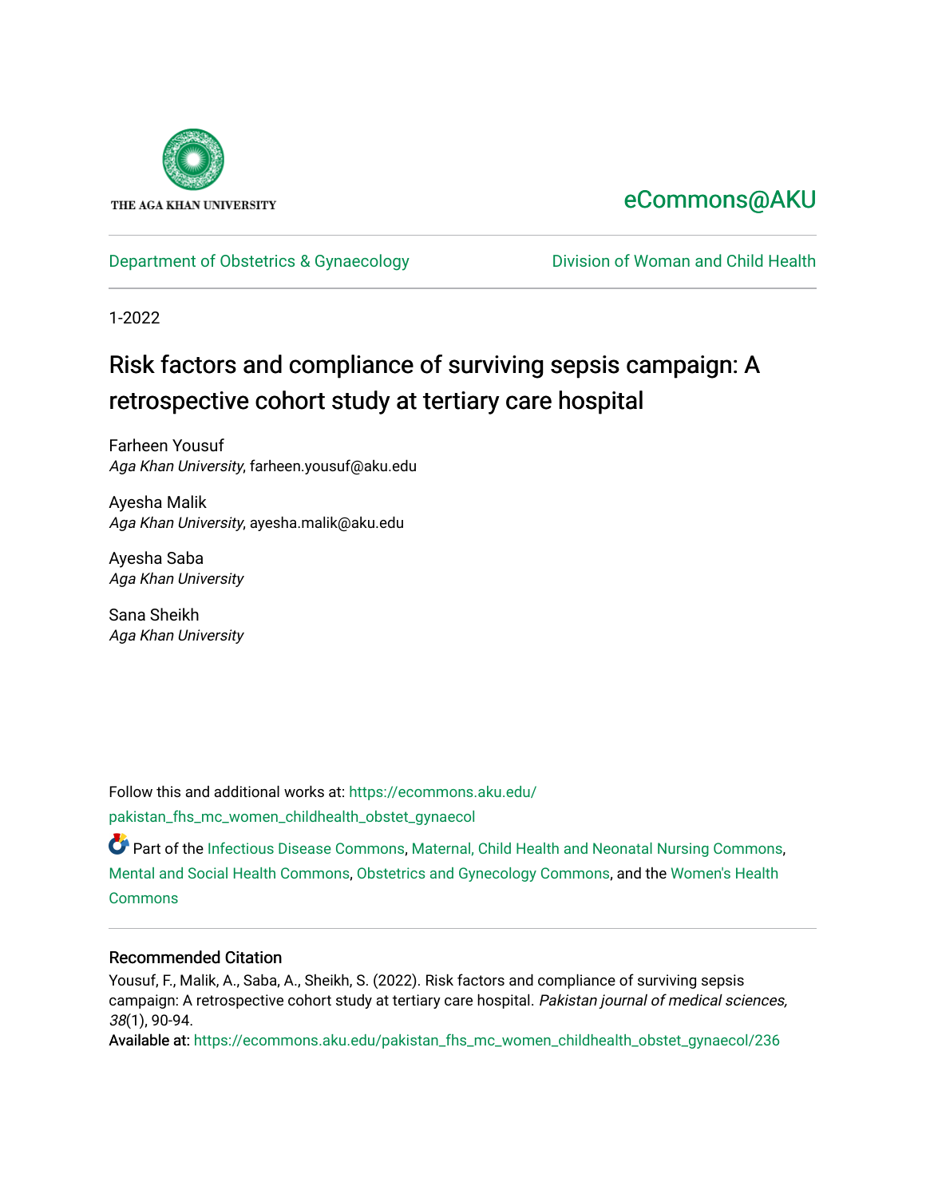THE AGA KHAN UNIVERSITY

eCommons@AKU

Department of Obstetrics & Gynaecology | Division of Woman and Child Health

1-2022

# Risk factors and compliance of surviving sepsis campaign: A retrospective cohort study at tertiary care hospital

Farheen Yousuf
*Aga Khan University*, farheen.yousuf@aku.edu

Ayesha Malik
*Aga Khan University*, ayesha.malik@aku.edu

Ayesha Saba
*Aga Khan University*

Sana Sheikh
*Aga Khan University*

Follow this and additional works at: https://ecommons.aku.edu/pakistan_fhs_mc_women_childhealth_obstet_gynaecol

Part of the Infectious Disease Commons, Maternal, Child Health and Neonatal Nursing Commons, Mental and Social Health Commons, Obstetrics and Gynecology Commons, and the Women's Health Commons

## Recommended Citation

Yousuf, F., Malik, A., Saba, A., Sheikh, S. (2022). Risk factors and compliance of surviving sepsis campaign: A retrospective cohort study at tertiary care hospital. *Pakistan journal of medical sciences, 38*(1), 90-94.

Available at: https://ecommons.aku.edu/pakistan_fhs_mc_women_childhealth_obstet_gynaecol/236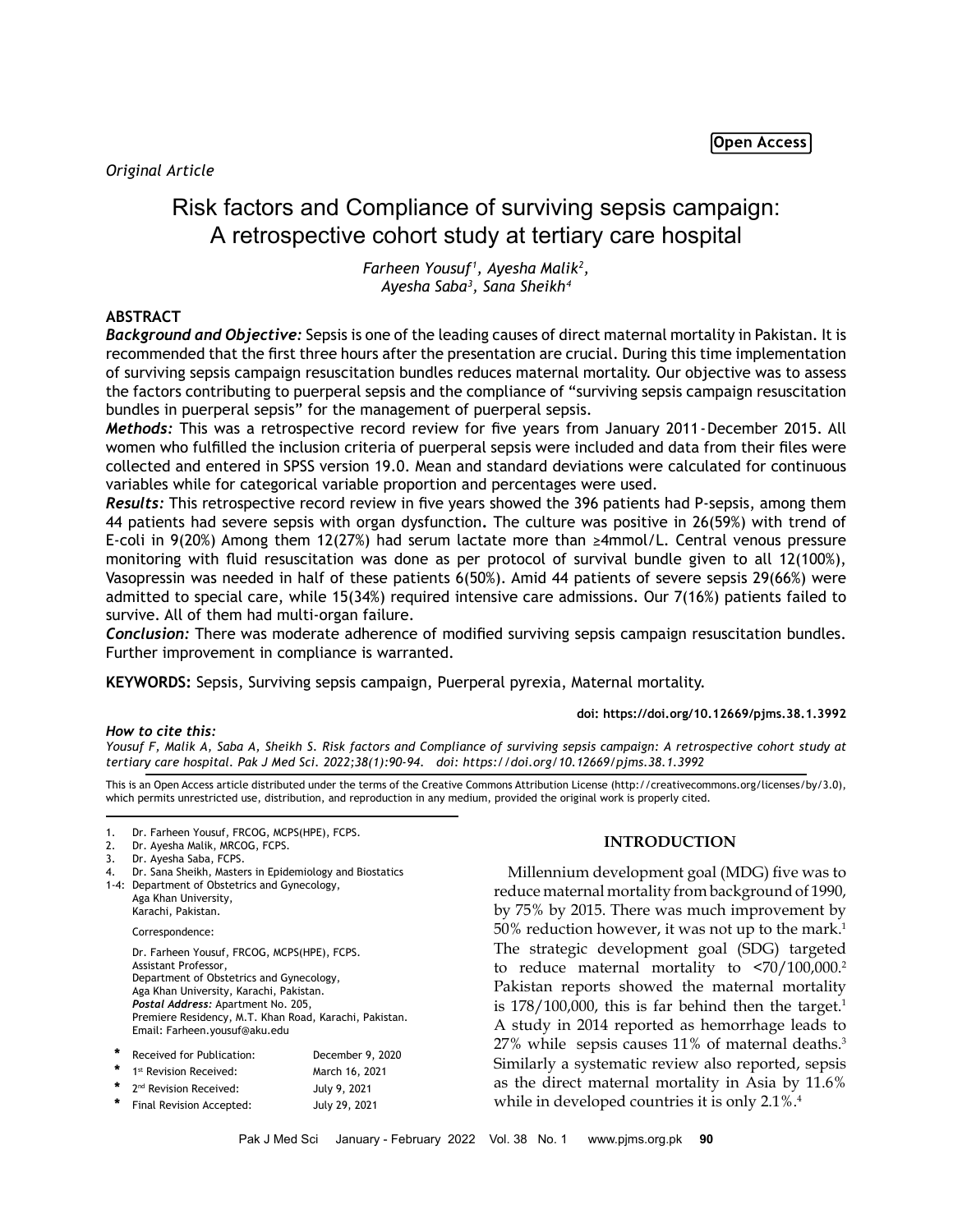*Original Article*

# Risk factors and Compliance of surviving sepsis campaign: A retrospective cohort study at tertiary care hospital

*Farheen Yousuf[1], Ayesha Malik[2], Ayesha Saba[3], Sana Sheikh[4]*

## ABSTRACT

***Background and Objective:*** Sepsis is one of the leading causes of direct maternal mortality in Pakistan. It is recommended that the first three hours after the presentation are crucial. During this time implementation of surviving sepsis campaign resuscitation bundles reduces maternal mortality. Our objective was to assess the factors contributing to puerperal sepsis and the compliance of "surviving sepsis campaign resuscitation bundles in puerperal sepsis" for the management of puerperal sepsis.

***Methods:*** This was a retrospective record review for five years from January 2011-December 2015. All women who fulfilled the inclusion criteria of puerperal sepsis were included and data from their files were collected and entered in SPSS version 19.0. Mean and standard deviations were calculated for continuous variables while for categorical variable proportion and percentages were used.

***Results:*** This retrospective record review in five years showed the 396 patients had P-sepsis, among them 44 patients had severe sepsis with organ dysfunction**.** The culture was positive in 26(59%) with trend of E-coli in 9(20%) Among them 12(27%) had serum lactate more than ≥4mmol/L. Central venous pressure monitoring with fluid resuscitation was done as per protocol of survival bundle given to all 12(100%), Vasopressin was needed in half of these patients 6(50%). Amid 44 patients of severe sepsis 29(66%) were admitted to special care, while 15(34%) required intensive care admissions. Our 7(16%) patients failed to survive. All of them had multi-organ failure.

***Conclusion:*** There was moderate adherence of modified surviving sepsis campaign resuscitation bundles. Further improvement in compliance is warranted.

**KEYWORDS:** Sepsis, Surviving sepsis campaign, Puerperal pyrexia, Maternal mortality.

**doi: https://doi.org/10.12669/pjms.38.1.3992**

***How to cite this:***
*Yousuf F, Malik A, Saba A, Sheikh S. Risk factors and Compliance of surviving sepsis campaign: A retrospective cohort study at tertiary care hospital. Pak J Med Sci. 2022;38(1):90-94. doi: https://doi.org/10.12669/pjms.38.1.3992*

This is an Open Access article distributed under the terms of the Creative Commons Attribution License (http://creativecommons.org/licenses/by/3.0), which permits unrestricted use, distribution, and reproduction in any medium, provided the original work is properly cited.

1. Dr. Farheen Yousuf, FRCOG, MCPS(HPE), FCPS.
2. Dr. Ayesha Malik, MRCOG, FCPS.
3. Dr. Ayesha Saba, FCPS.
4. Dr. Sana Sheikh, Masters in Epidemiology and Biostatistics

1-4: Department of Obstetrics and Gynecology, Aga Khan University, Karachi, Pakistan.

Correspondence:

Dr. Farheen Yousuf, FRCOG, MCPS(HPE), FCPS.
Assistant Professor,
Department of Obstetrics and Gynecology,
Aga Khan University, Karachi, Pakistan.
***Postal Address:*** Apartment No. 205, Premiere Residency, M.T. Khan Road, Karachi, Pakistan.
Email: Farheen.yousuf@aku.edu

| | | |
|---|---|---|
| * | Received for Publication: | December 9, 2020 |
| * | 1st Revision Received: | March 16, 2021 |
| * | 2nd Revision Received: | July 9, 2021 |
| * | Final Revision Accepted: | July 29, 2021 |

## INTRODUCTION

Millennium development goal (MDG) five was to reduce maternal mortality from background of 1990, by 75% by 2015. There was much improvement by 50% reduction however, it was not up to the mark.[1] The strategic development goal (SDG) targeted to reduce maternal mortality to <70/100,000.[2] Pakistan reports showed the maternal mortality is 178/100,000, this is far behind then the target.[1] A study in 2014 reported as hemorrhage leads to 27% while sepsis causes 11% of maternal deaths.[3] Similarly a systematic review also reported, sepsis as the direct maternal mortality in Asia by 11.6% while in developed countries it is only 2.1%.[4]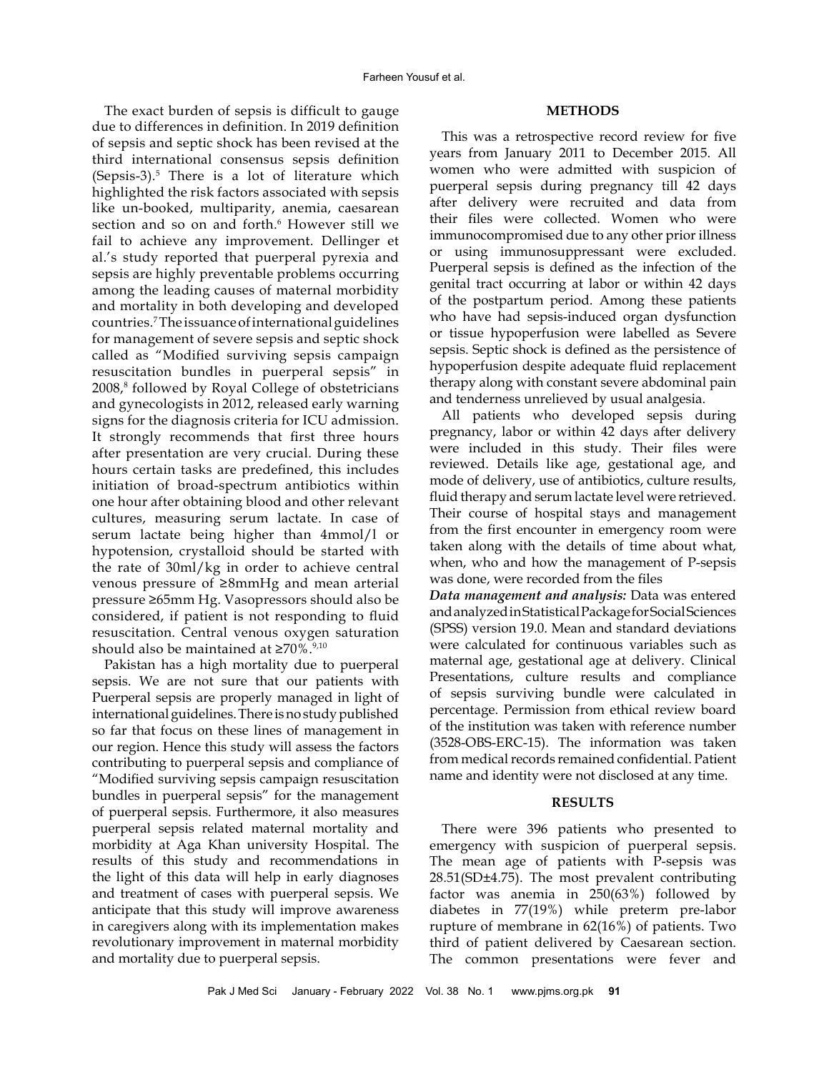The exact burden of sepsis is difficult to gauge due to differences in definition. In 2019 definition of sepsis and septic shock has been revised at the third international consensus sepsis definition (Sepsis-3).[5] There is a lot of literature which highlighted the risk factors associated with sepsis like un-booked, multiparity, anemia, caesarean section and so on and forth.[6] However still we fail to achieve any improvement. Dellinger et al.'s study reported that puerperal pyrexia and sepsis are highly preventable problems occurring among the leading causes of maternal morbidity and mortality in both developing and developed countries.[7] The issuance of international guidelines for management of severe sepsis and septic shock called as "Modified surviving sepsis campaign resuscitation bundles in puerperal sepsis" in 2008,[8] followed by Royal College of obstetricians and gynecologists in 2012, released early warning signs for the diagnosis criteria for ICU admission. It strongly recommends that first three hours after presentation are very crucial. During these hours certain tasks are predefined, this includes initiation of broad-spectrum antibiotics within one hour after obtaining blood and other relevant cultures, measuring serum lactate. In case of serum lactate being higher than 4mmol/l or hypotension, crystalloid should be started with the rate of 30ml/kg in order to achieve central venous pressure of ≥8mmHg and mean arterial pressure ≥65mm Hg. Vasopressors should also be considered, if patient is not responding to fluid resuscitation. Central venous oxygen saturation should also be maintained at ≥70%.[9,10]

Pakistan has a high mortality due to puerperal sepsis. We are not sure that our patients with Puerperal sepsis are properly managed in light of international guidelines. There is no study published so far that focus on these lines of management in our region. Hence this study will assess the factors contributing to puerperal sepsis and compliance of "Modified surviving sepsis campaign resuscitation bundles in puerperal sepsis" for the management of puerperal sepsis. Furthermore, it also measures puerperal sepsis related maternal mortality and morbidity at Aga Khan university Hospital. The results of this study and recommendations in the light of this data will help in early diagnoses and treatment of cases with puerperal sepsis. We anticipate that this study will improve awareness in caregivers along with its implementation makes revolutionary improvement in maternal morbidity and mortality due to puerperal sepsis.

## METHODS

This was a retrospective record review for five years from January 2011 to December 2015. All women who were admitted with suspicion of puerperal sepsis during pregnancy till 42 days after delivery were recruited and data from their files were collected. Women who were immunocompromised due to any other prior illness or using immunosuppressant were excluded. Puerperal sepsis is defined as the infection of the genital tract occurring at labor or within 42 days of the postpartum period. Among these patients who have had sepsis-induced organ dysfunction or tissue hypoperfusion were labelled as Severe sepsis. Septic shock is defined as the persistence of hypoperfusion despite adequate fluid replacement therapy along with constant severe abdominal pain and tenderness unrelieved by usual analgesia.

All patients who developed sepsis during pregnancy, labor or within 42 days after delivery were included in this study. Their files were reviewed. Details like age, gestational age, and mode of delivery, use of antibiotics, culture results, fluid therapy and serum lactate level were retrieved. Their course of hospital stays and management from the first encounter in emergency room were taken along with the details of time about what, when, who and how the management of P-sepsis was done, were recorded from the files

***Data management and analysis:*** Data was entered and analyzed in Statistical Package for Social Sciences (SPSS) version 19.0. Mean and standard deviations were calculated for continuous variables such as maternal age, gestational age at delivery. Clinical Presentations, culture results and compliance of sepsis surviving bundle were calculated in percentage. Permission from ethical review board of the institution was taken with reference number (3528-OBS-ERC-15). The information was taken from medical records remained confidential. Patient name and identity were not disclosed at any time.

## RESULTS

There were 396 patients who presented to emergency with suspicion of puerperal sepsis. The mean age of patients with P-sepsis was 28.51(SD±4.75). The most prevalent contributing factor was anemia in 250(63%) followed by diabetes in 77(19%) while preterm pre-labor rupture of membrane in 62(16%) of patients. Two third of patient delivered by Caesarean section. The common presentations were fever and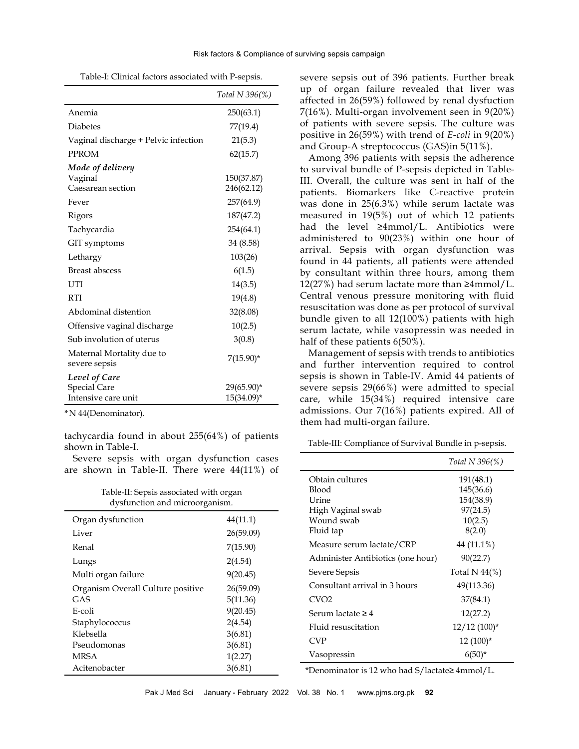Table-I: Clinical factors associated with P-sepsis.

| | *Total N 396(%)* |
|---|---|
| Anemia | 250(63.1) |
| Diabetes | 77(19.4) |
| Vaginal discharge + Pelvic infection | 21(5.3) |
| PPROM | 62(15.7) |
| ***Mode of delivery*** | |
| Vaginal | 150(37.87) |
| Caesarean section | 246(62.12) |
| Fever | 257(64.9) |
| Rigors | 187(47.2) |
| Tachycardia | 254(64.1) |
| GIT symptoms | 34 (8.58) |
| Lethargy | 103(26) |
| Breast abscess | 6(1.5) |
| UTI | 14(3.5) |
| RTI | 19(4.8) |
| Abdominal distention | 32(8.08) |
| Offensive vaginal discharge | 10(2.5) |
| Sub involution of uterus | 3(0.8) |
| Maternal Mortality due to severe sepsis | 7(15.90)* |
| ***Level of Care*** | |
| Special Care | 29(65.90)* |
| Intensive care unit | 15(34.09)* |

*N 44(Denominator).

tachycardia found in about 255(64%) of patients shown in Table-I.

Severe sepsis with organ dysfunction cases are shown in Table-II. There were 44(11%) of severe sepsis out of 396 patients. Further break up of organ failure revealed that liver was affected in 26(59%) followed by renal dysfunction 7(16%). Multi-organ involvement seen in 9(20%) of patients with severe sepsis. The culture was positive in 26(59%) with trend of *E-coli* in 9(20%) and Group-A streptococcus (GAS)in 5(11%).

Table-II: Sepsis associated with organ dysfunction and microorganism.

| | |
|---|---|
| Organ dysfunction | 44(11.1) |
| Liver | 26(59.09) |
| Renal | 7(15.90) |
| Lungs | 2(4.54) |
| Multi organ failure | 9(20.45) |
| Organism Overall Culture positive | 26(59.09) |
| GAS | 5(11.36) |
| E-coli | 9(20.45) |
| Staphylococcus | 2(4.54) |
| Klebsella | 3(6.81) |
| Pseudomonas | 3(6.81) |
| MRSA | 1(2.27) |
| Acitenobacter | 3(6.81) |

Among 396 patients with sepsis the adherence to survival bundle of P-sepsis depicted in Table-III. Overall, the culture was sent in half of the patients. Biomarkers like C-reactive protein was done in 25(6.3%) while serum lactate was measured in 19(5%) out of which 12 patients had the level ≥4mmol/L. Antibiotics were administered to 90(23%) within one hour of arrival. Sepsis with organ dysfunction was found in 44 patients, all patients were attended by consultant within three hours, among them 12(27%) had serum lactate more than ≥4mmol/L. Central venous pressure monitoring with fluid resuscitation was done as per protocol of survival bundle given to all 12(100%) patients with high serum lactate, while vasopressin was needed in half of these patients 6(50%).

Management of sepsis with trends to antibiotics and further intervention required to control sepsis is shown in Table-IV. Amid 44 patients of severe sepsis 29(66%) were admitted to special care, while 15(34%) required intensive care admissions. Our 7(16%) patients expired. All of them had multi-organ failure.

Table-III: Compliance of Survival Bundle in p-sepsis.

| | *Total N 396(%)* |
|---|---|
| Obtain cultures | 191(48.1) |
| Blood | 145(36.6) |
| Urine | 154(38.9) |
| High Vaginal swab | 97(24.5) |
| Wound swab | 10(2.5) |
| Fluid tap | 8(2.0) |
| Measure serum lactate/CRP | 44 (11.1%) |
| Administer Antibiotics (one hour) | 90(22.7) |
| Severe Sepsis | Total N 44(%) |
| Consultant arrival in 3 hours | 49(113.36) |
| CVO2 | 37(84.1) |
| Serum lactate ≥ 4 | 12(27.2) |
| Fluid resuscitation | 12/12 (100)* |
| CVP | 12 (100)* |
| Vasopressin | 6(50)* |

*Denominator is 12 who had S/lactate≥ 4mmol/L.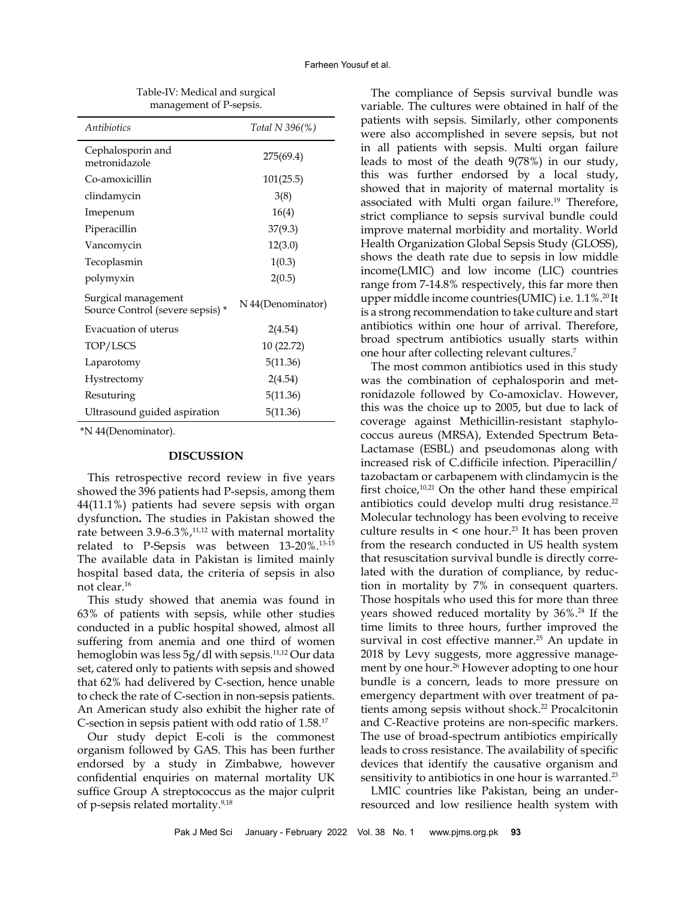Table-IV: Medical and surgical management of P-sepsis.

| *Antibiotics* | *Total N 396(%)* |
|---|---|
| Cephalosporin and metronidazole | 275(69.4) |
| Co-amoxicillin | 101(25.5) |
| clindamycin | 3(8) |
| Imepenum | 16(4) |
| Piperacillin | 37(9.3) |
| Vancomycin | 12(3.0) |
| Tecoplasmin | 1(0.3) |
| polymyxin | 2(0.5) |
| Surgical management Source Control (severe sepsis) * | N 44(Denominator) |
| Evacuation of uterus | 2(4.54) |
| TOP/LSCS | 10 (22.72) |
| Laparotomy | 5(11.36) |
| Hystrectomy | 2(4.54) |
| Resuturing | 5(11.36) |
| Ultrasound guided aspiration | 5(11.36) |

*N 44(Denominator).

## DISCUSSION

This retrospective record review in five years showed the 396 patients had P-sepsis, among them 44(11.1%) patients had severe sepsis with organ dysfunction**.** The studies in Pakistan showed the rate between 3.9-6.3%,[11,12] with maternal mortality related to P-Sepsis was between 13-20%.[13-15] The available data in Pakistan is limited mainly hospital based data, the criteria of sepsis in also not clear.[16]

This study showed that anemia was found in 63% of patients with sepsis, while other studies conducted in a public hospital showed, almost all suffering from anemia and one third of women hemoglobin was less 5g/dl with sepsis.[11,12] Our data set, catered only to patients with sepsis and showed that 62% had delivered by C-section, hence unable to check the rate of C-section in non-sepsis patients. An American study also exhibit the higher rate of C-section in sepsis patient with odd ratio of 1.58.[17]

Our study depict E-coli is the commonest organism followed by GAS. This has been further endorsed by a study in Zimbabwe, however confidential enquiries on maternal mortality UK suffice Group A streptococcus as the major culprit of p-sepsis related mortality.[9,18]

The compliance of Sepsis survival bundle was variable. The cultures were obtained in half of the patients with sepsis. Similarly, other components were also accomplished in severe sepsis, but not in all patients with sepsis. Multi organ failure leads to most of the death 9(78%) in our study, this was further endorsed by a local study, showed that in majority of maternal mortality is associated with Multi organ failure.[19] Therefore, strict compliance to sepsis survival bundle could improve maternal morbidity and mortality. World Health Organization Global Sepsis Study (GLOSS), shows the death rate due to sepsis in low middle income(LMIC) and low income (LIC) countries range from 7-14.8% respectively, this far more then upper middle income countries(UMIC) i.e. 1.1%.[20] It is a strong recommendation to take culture and start antibiotics within one hour of arrival. Therefore, broad spectrum antibiotics usually starts within one hour after collecting relevant cultures.[7]

The most common antibiotics used in this study was the combination of cephalosporin and metronidazole followed by Co-amoxiclav. However, this was the choice up to 2005, but due to lack of coverage against Methicillin-resistant staphylococcus aureus (MRSA), Extended Spectrum Beta-Lactamase (ESBL) and pseudomonas along with increased risk of C.difficile infection. Piperacillin/tazobactam or carbapenem with clindamycin is the first choice,[10,21] On the other hand these empirical antibiotics could develop multi drug resistance.[22] Molecular technology has been evolving to receive culture results in < one hour.[23] It has been proven from the research conducted in US health system that resuscitation survival bundle is directly correlated with the duration of compliance, by reduction in mortality by 7% in consequent quarters. Those hospitals who used this for more than three years showed reduced mortality by 36%.[24] If the time limits to three hours, further improved the survival in cost effective manner.[25] An update in 2018 by Levy suggests, more aggressive management by one hour.[26] However adopting to one hour bundle is a concern, leads to more pressure on emergency department with over treatment of patients among sepsis without shock.[22] Procalcitonin and C-Reactive proteins are non-specific markers. The use of broad-spectrum antibiotics empirically leads to cross resistance. The availability of specific devices that identify the causative organism and sensitivity to antibiotics in one hour is warranted.[23]

LMIC countries like Pakistan, being an under-resourced and low resilience health system with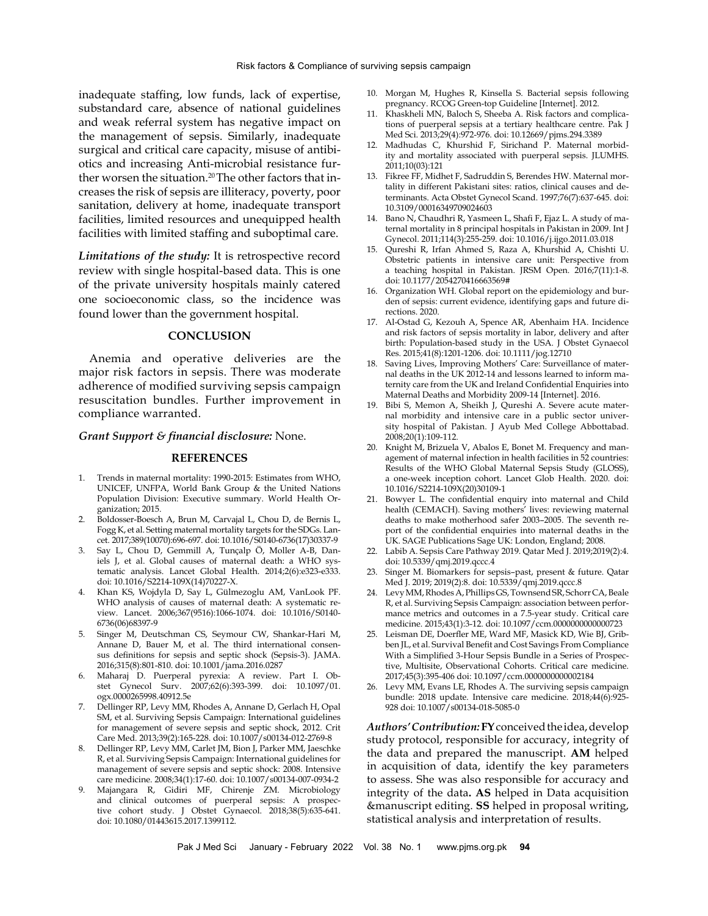inadequate staffing, low funds, lack of expertise, substandard care, absence of national guidelines and weak referral system has negative impact on the management of sepsis. Similarly, inadequate surgical and critical care capacity, misuse of antibiotics and increasing Anti-microbial resistance further worsen the situation.[20] The other factors that increases the risk of sepsis are illiteracy, poverty, poor sanitation, delivery at home, inadequate transport facilities, limited resources and unequipped health facilities with limited staffing and suboptimal care.

***Limitations of the study:*** It is retrospective record review with single hospital-based data. This is one of the private university hospitals mainly catered one socioeconomic class, so the incidence was found lower than the government hospital.

## CONCLUSION

Anemia and operative deliveries are the major risk factors in sepsis. There was moderate adherence of modified surviving sepsis campaign resuscitation bundles. Further improvement in compliance warranted.

***Grant Support & financial disclosure:*** None.

## REFERENCES

1. Trends in maternal mortality: 1990-2015: Estimates from WHO, UNICEF, UNFPA, World Bank Group & the United Nations Population Division: Executive summary. World Health Organization; 2015.
2. Boldosser-Boesch A, Brun M, Carvajal L, Chou D, de Bernis L, Fogg K, et al. Setting maternal mortality targets for the SDGs. Lancet. 2017;389(10070):696-697. doi: 10.1016/S0140-6736(17)30337-9
3. Say L, Chou D, Gemmill A, Tunçalp Ö, Moller A-B, Daniels J, et al. Global causes of maternal death: a WHO systematic analysis. Lancet Global Health. 2014;2(6):e323-e333. doi: 10.1016/S2214-109X(14)70227-X.
4. Khan KS, Wojdyla D, Say L, Gülmezoglu AM, VanLook PF. WHO analysis of causes of maternal death: A systematic review. Lancet. 2006;367(9516):1066-1074. doi: 10.1016/S0140-6736(06)68397-9
5. Singer M, Deutschman CS, Seymour CW, Shankar-Hari M, Annane D, Bauer M, et al. The third international consensus definitions for sepsis and septic shock (Sepsis-3). JAMA. 2016;315(8):801-810. doi: 10.1001/jama.2016.0287
6. Maharaj D. Puerperal pyrexia: A review. Part I. Obstet Gynecol Surv. 2007;62(6):393-399. doi: 10.1097/01.ogx.0000265998.40912.5e
7. Dellinger RP, Levy MM, Rhodes A, Annane D, Gerlach H, Opal SM, et al. Surviving Sepsis Campaign: International guidelines for management of severe sepsis and septic shock, 2012. Crit Care Med. 2013;39(2):165-228. doi: 10.1007/s00134-012-2769-8
8. Dellinger RP, Levy MM, Carlet JM, Bion J, Parker MM, Jaeschke R, et al. Surviving Sepsis Campaign: International guidelines for management of severe sepsis and septic shock: 2008. Intensive care medicine. 2008;34(1):17-60. doi: 10.1007/s00134-007-0934-2
9. Majangara R, Gidiri MF, Chirenje ZM. Microbiology and clinical outcomes of puerperal sepsis: A prospective cohort study. J Obstet Gynaecol. 2018;38(5):635-641. doi: 10.1080/01443615.2017.1399112.
10. Morgan M, Hughes R, Kinsella S. Bacterial sepsis following pregnancy. RCOG Green-top Guideline [Internet]. 2012.
11. Khaskheli MN, Baloch S, Sheeba A. Risk factors and complications of puerperal sepsis at a tertiary healthcare centre. Pak J Med Sci. 2013;29(4):972-976. doi: 10.12669/pjms.294.3389
12. Madhudas C, Khurshid F, Sirichand P. Maternal morbidity and mortality associated with puerperal sepsis. JLUMHS. 2011;10(03):121
13. Fikree FF, Midhet F, Sadruddin S, Berendes HW. Maternal mortality in different Pakistani sites: ratios, clinical causes and determinants. Acta Obstet Gynecol Scand. 1997;76(7):637-645. doi: 10.3109/00016349709024603
14. Bano N, Chaudhri R, Yasmeen L, Shafi F, Ejaz L. A study of maternal mortality in 8 principal hospitals in Pakistan in 2009. Int J Gynecol. 2011;114(3):255-259. doi: 10.1016/j.ijgo.2011.03.018
15. Qureshi R, Irfan Ahmed S, Raza A, Khurshid A, Chishti U. Obstetric patients in intensive care unit: Perspective from a teaching hospital in Pakistan. JRSM Open. 2016;7(11):1-8. doi: 10.1177/2054270416663569#
16. Organization WH. Global report on the epidemiology and burden of sepsis: current evidence, identifying gaps and future directions. 2020.
17. Al-Ostad G, Kezouh A, Spence AR, Abenhaim HA. Incidence and risk factors of sepsis mortality in labor, delivery and after birth: Population-based study in the USA. J Obstet Gynaecol Res. 2015;41(8):1201-1206. doi: 10.1111/jog.12710
18. Saving Lives, Improving Mothers' Care: Surveillance of maternal deaths in the UK 2012-14 and lessons learned to inform maternity care from the UK and Ireland Confidential Enquiries into Maternal Deaths and Morbidity 2009-14 [Internet]. 2016.
19. Bibi S, Memon A, Sheikh J, Qureshi A. Severe acute maternal morbidity and intensive care in a public sector university hospital of Pakistan. J Ayub Med College Abbottabad. 2008;20(1):109-112.
20. Knight M, Brizuela V, Abalos E, Bonet M. Frequency and management of maternal infection in health facilities in 52 countries: Results of the WHO Global Maternal Sepsis Study (GLOSS), a one-week inception cohort. Lancet Glob Health. 2020. doi: 10.1016/S2214-109X(20)30109-1
21. Bowyer L. The confidential enquiry into maternal and Child health (CEMACH). Saving mothers' lives: reviewing maternal deaths to make motherhood safer 2003–2005. The seventh report of the confidential enquiries into maternal deaths in the UK. SAGE Publications Sage UK: London, England; 2008.
22. Labib A. Sepsis Care Pathway 2019. Qatar Med J. 2019;2019(2):4. doi: 10.5339/qmj.2019.qccc.4
23. Singer M. Biomarkers for sepsis–past, present & future. Qatar Med J. 2019; 2019(2):8. doi: 10.5339/qmj.2019.qccc.8
24. Levy MM, Rhodes A, Phillips GS, Townsend SR, Schorr CA, Beale R, et al. Surviving Sepsis Campaign: association between performance metrics and outcomes in a 7.5-year study. Critical care medicine. 2015;43(1):3-12. doi: 10.1097/ccm.0000000000000723
25. Leisman DE, Doerfler ME, Ward MF, Masick KD, Wie BJ, Gribben JL, et al. Survival Benefit and Cost Savings From Compliance With a Simplified 3-Hour Sepsis Bundle in a Series of Prospective, Multisite, Observational Cohorts. Critical care medicine. 2017;45(3):395-406 doi: 10.1097/ccm.0000000000002184
26. Levy MM, Evans LE, Rhodes A. The surviving sepsis campaign bundle: 2018 update. Intensive care medicine. 2018;44(6):925-928 doi: 10.1007/s00134-018-5085-0

***Authors' Contribution:*** **FY** conceived the idea, develop study protocol, responsible for accuracy, integrity of the data and prepared the manuscript. **AM** helped in acquisition of data, identify the key parameters to assess. She was also responsible for accuracy and integrity of the data**. AS** helped in Data acquisition &manuscript editing. **SS** helped in proposal writing, statistical analysis and interpretation of results.